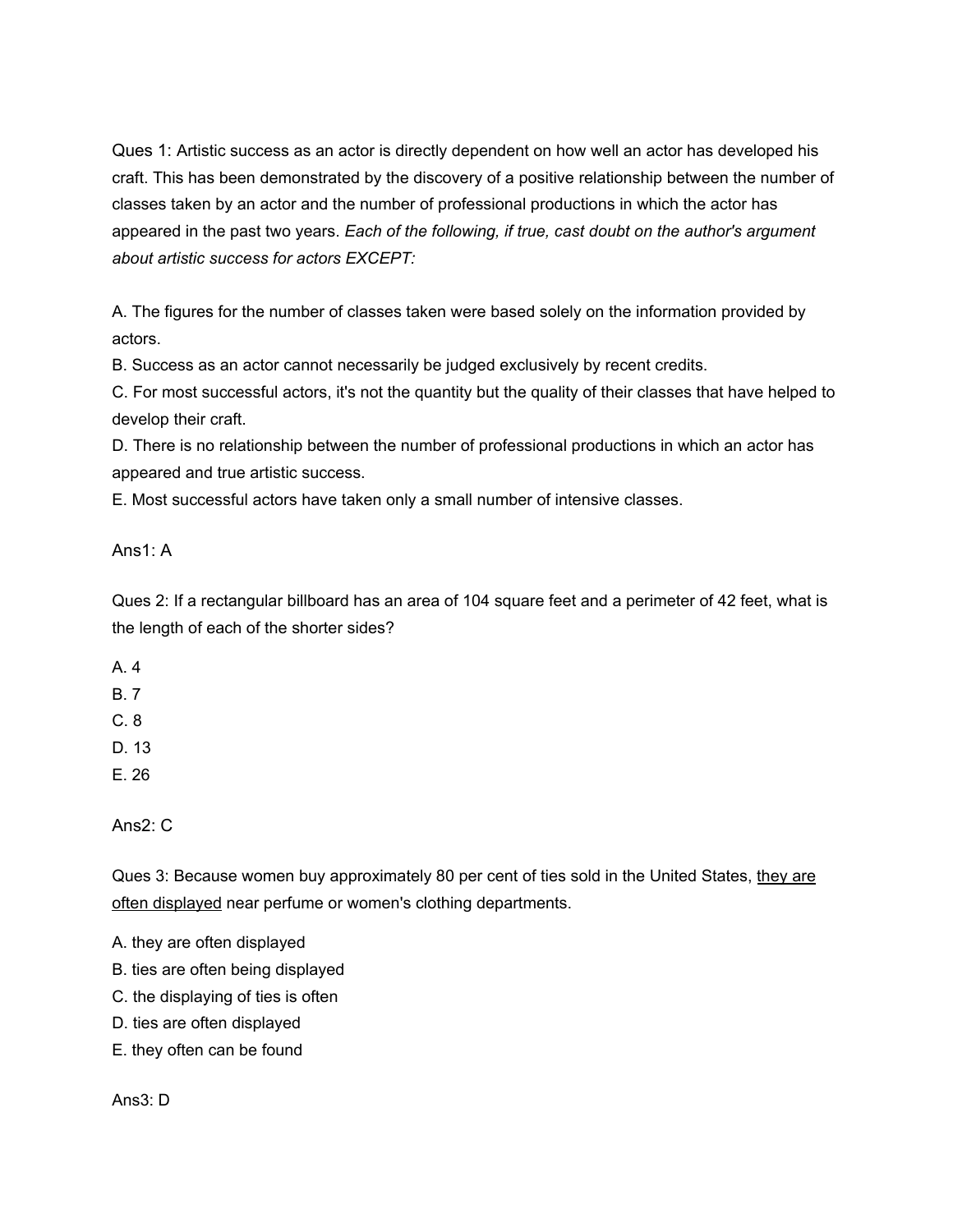Ques 1: Artistic success as an actor is directly dependent on how well an actor has developed his craft. This has been demonstrated by the discovery of a positive relationship between the number of classes taken by an actor and the number of professional productions in which the actor has appeared in the past two years. *Each of the following, if true, cast doubt on the author's argument about artistic success for actors EXCEPT:*

A. The figures for the number of classes taken were based solely on the information provided by actors.
B. Success as an actor cannot necessarily be judged exclusively by recent credits.
C. For most successful actors, it's not the quantity but the quality of their classes that have helped to develop their craft.
D. There is no relationship between the number of professional productions in which an actor has appeared and true artistic success.
E. Most successful actors have taken only a small number of intensive classes.

Ans1: A

Ques 2: If a rectangular billboard has an area of 104 square feet and a perimeter of 42 feet, what is the length of each of the shorter sides?

A. 4
B. 7
C. 8
D. 13
E. 26

Ans2: C

Ques 3: Because women buy approximately 80 per cent of ties sold in the United States, <u>they are often displayed</u> near perfume or women's clothing departments.

A. they are often displayed
B. ties are often being displayed
C. the displaying of ties is often
D. ties are often displayed
E. they often can be found

Ans3: D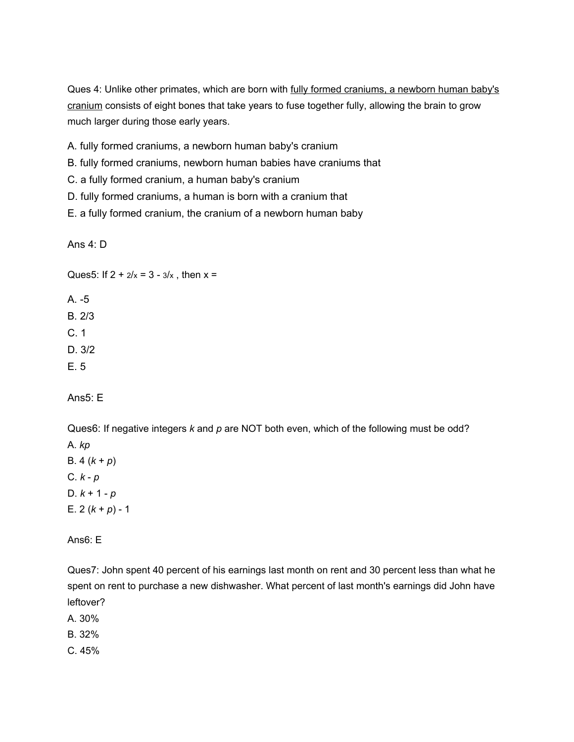Ques 4: Unlike other primates, which are born with <u>fully formed craniums, a newborn human baby's cranium</u> consists of eight bones that take years to fuse together fully, allowing the brain to grow much larger during those early years.

A. fully formed craniums, a newborn human baby's cranium
B. fully formed craniums, newborn human babies have craniums that
C. a fully formed cranium, a human baby's cranium
D. fully formed craniums, a human is born with a cranium that
E. a fully formed cranium, the cranium of a newborn human baby

Ans 4: D

Ques5: If $2 + 2/x = 3 - 3/x$ , then x =

A. -5
B. 2/3
C. 1
D. 3/2
E. 5

Ans5: E

Ques6: If negative integers *k* and *p* are NOT both even, which of the following must be odd?
A. $kp$
B. $4(k + p)$
C. $k - p$
D. $k + 1 - p$
E. $2(k + p) - 1$

Ans6: E

Ques7: John spent 40 percent of his earnings last month on rent and 30 percent less than what he spent on rent to purchase a new dishwasher. What percent of last month's earnings did John have leftover?
A. 30%
B. 32%
C. 45%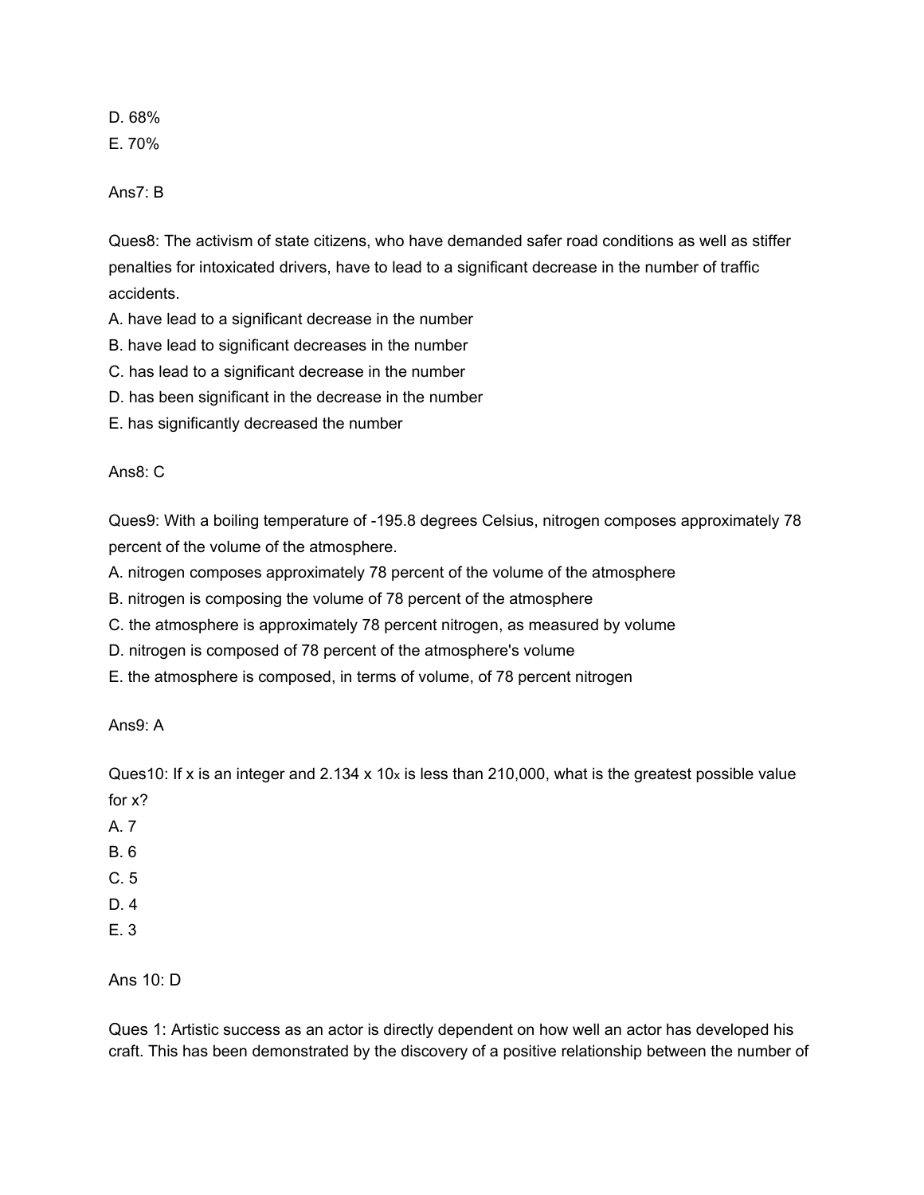D. 68%

E. 70%

Ans7: B

Ques8: The activism of state citizens, who have demanded safer road conditions as well as stiffer penalties for intoxicated drivers, have to lead to a significant decrease in the number of traffic accidents.

A. have lead to a significant decrease in the number

B. have lead to significant decreases in the number

C. has lead to a significant decrease in the number

D. has been significant in the decrease in the number

E. has significantly decreased the number

Ans8: C

Ques9: With a boiling temperature of -195.8 degrees Celsius, nitrogen composes approximately 78 percent of the volume of the atmosphere.

A. nitrogen composes approximately 78 percent of the volume of the atmosphere

B. nitrogen is composing the volume of 78 percent of the atmosphere

C. the atmosphere is approximately 78 percent nitrogen, as measured by volume

D. nitrogen is composed of 78 percent of the atmosphere's volume

E. the atmosphere is composed, in terms of volume, of 78 percent nitrogen

Ans9: A

Ques10: If x is an integer and $2.134 \times 10^x$ is less than 210,000, what is the greatest possible value for x?

A. 7

B. 6

C. 5

D. 4

E. 3

Ans 10: D

Ques 1: Artistic success as an actor is directly dependent on how well an actor has developed his craft. This has been demonstrated by the discovery of a positive relationship between the number of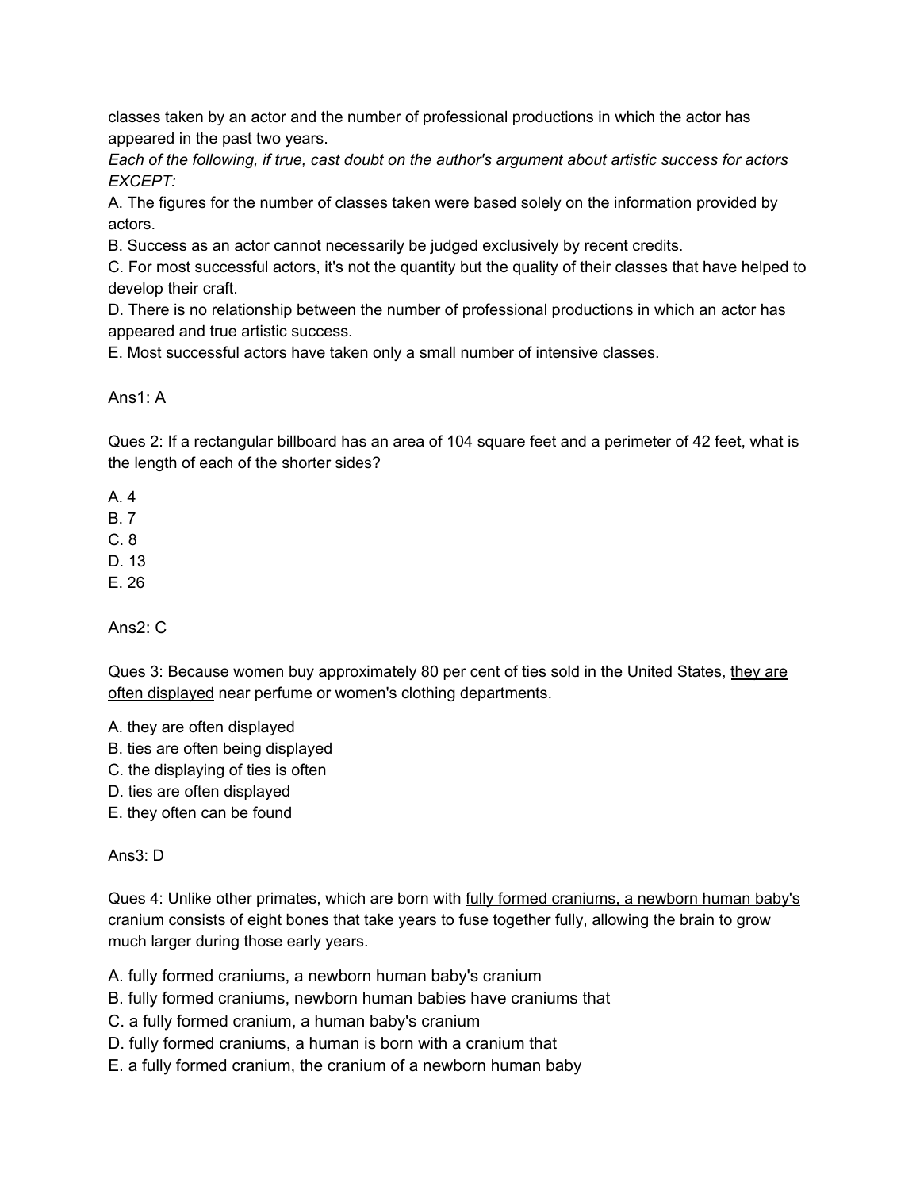classes taken by an actor and the number of professional productions in which the actor has appeared in the past two years.

*Each of the following, if true, cast doubt on the author's argument about artistic success for actors EXCEPT:*

A. The figures for the number of classes taken were based solely on the information provided by actors.
B. Success as an actor cannot necessarily be judged exclusively by recent credits.
C. For most successful actors, it's not the quantity but the quality of their classes that have helped to develop their craft.
D. There is no relationship between the number of professional productions in which an actor has appeared and true artistic success.
E. Most successful actors have taken only a small number of intensive classes.

Ans1: A

Ques 2: If a rectangular billboard has an area of 104 square feet and a perimeter of 42 feet, what is the length of each of the shorter sides?

A. 4
B. 7
C. 8
D. 13
E. 26

Ans2: C

Ques 3: Because women buy approximately 80 per cent of ties sold in the United States, <u>they are often displayed</u> near perfume or women's clothing departments.

A. they are often displayed
B. ties are often being displayed
C. the displaying of ties is often
D. ties are often displayed
E. they often can be found

Ans3: D

Ques 4: Unlike other primates, which are born with <u>fully formed craniums, a newborn human baby's cranium</u> consists of eight bones that take years to fuse together fully, allowing the brain to grow much larger during those early years.

A. fully formed craniums, a newborn human baby's cranium
B. fully formed craniums, newborn human babies have craniums that
C. a fully formed cranium, a human baby's cranium
D. fully formed craniums, a human is born with a cranium that
E. a fully formed cranium, the cranium of a newborn human baby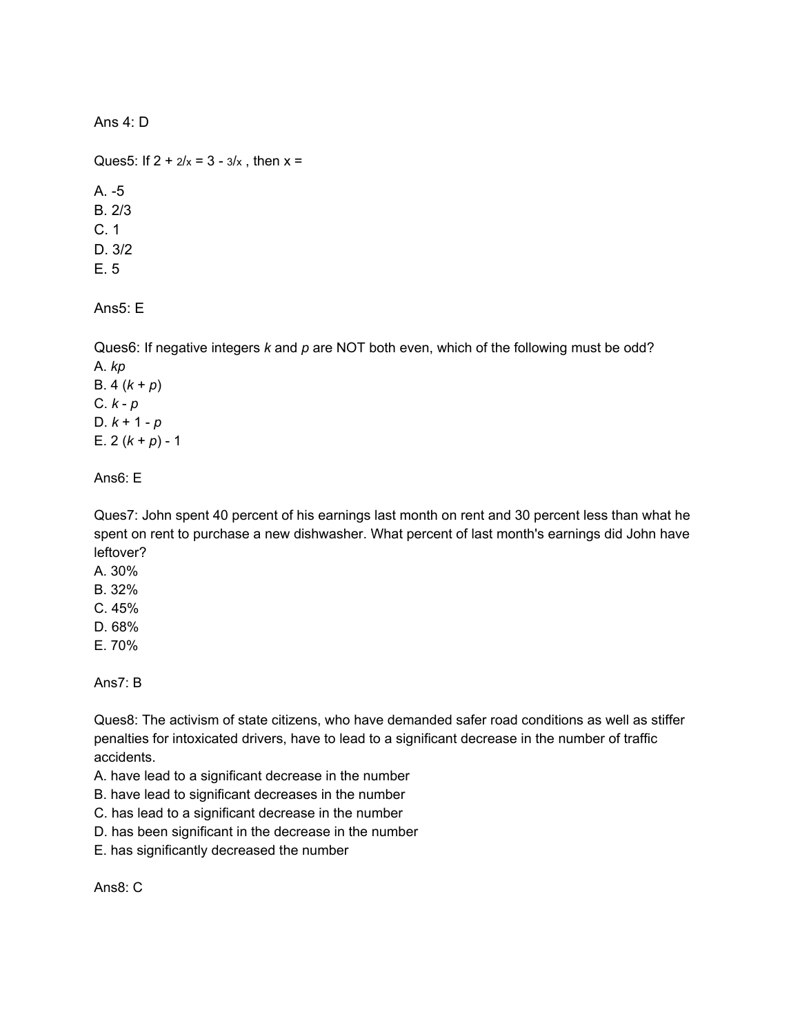Ans 4: D

Ques5: If $2 + 2/x = 3 - 3/x$ , then x =

A. -5
B. 2/3
C. 1
D. 3/2
E. 5

Ans5: E

Ques6: If negative integers *k* and *p* are NOT both even, which of the following must be odd?
A. *kp*
B. 4 (*k* + *p*)
C. *k* - *p*
D. *k* + 1 - *p*
E. 2 (*k* + *p*) - 1

Ans6: E

Ques7: John spent 40 percent of his earnings last month on rent and 30 percent less than what he spent on rent to purchase a new dishwasher. What percent of last month's earnings did John have leftover?
A. 30%
B. 32%
C. 45%
D. 68%
E. 70%

Ans7: B

Ques8: The activism of state citizens, who have demanded safer road conditions as well as stiffer penalties for intoxicated drivers, have to lead to a significant decrease in the number of traffic accidents.
A. have lead to a significant decrease in the number
B. have lead to significant decreases in the number
C. has lead to a significant decrease in the number
D. has been significant in the decrease in the number
E. has significantly decreased the number

Ans8: C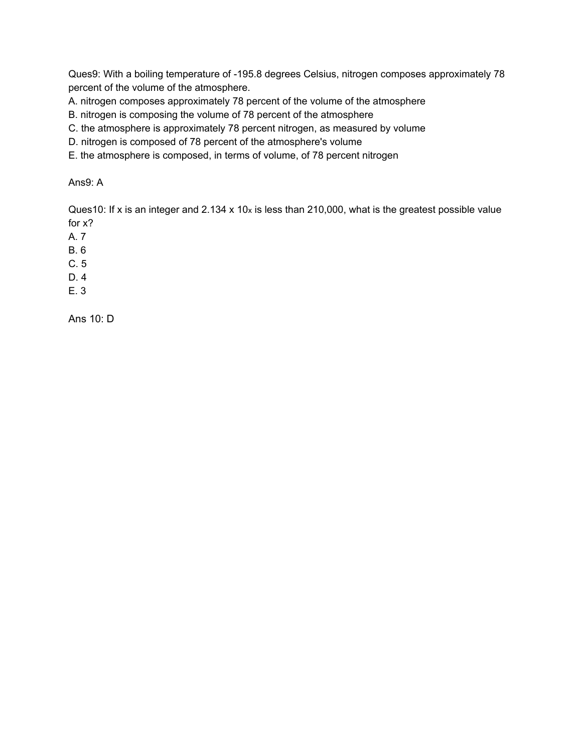Ques9: With a boiling temperature of -195.8 degrees Celsius, nitrogen composes approximately 78 percent of the volume of the atmosphere.

A. nitrogen composes approximately 78 percent of the volume of the atmosphere
B. nitrogen is composing the volume of 78 percent of the atmosphere
C. the atmosphere is approximately 78 percent nitrogen, as measured by volume
D. nitrogen is composed of 78 percent of the atmosphere's volume
E. the atmosphere is composed, in terms of volume, of 78 percent nitrogen

Ans9: A

Ques10: If x is an integer and $2.134 \times 10^x$ is less than 210,000, what is the greatest possible value for x?

A. 7
B. 6
C. 5
D. 4
E. 3

Ans 10: D